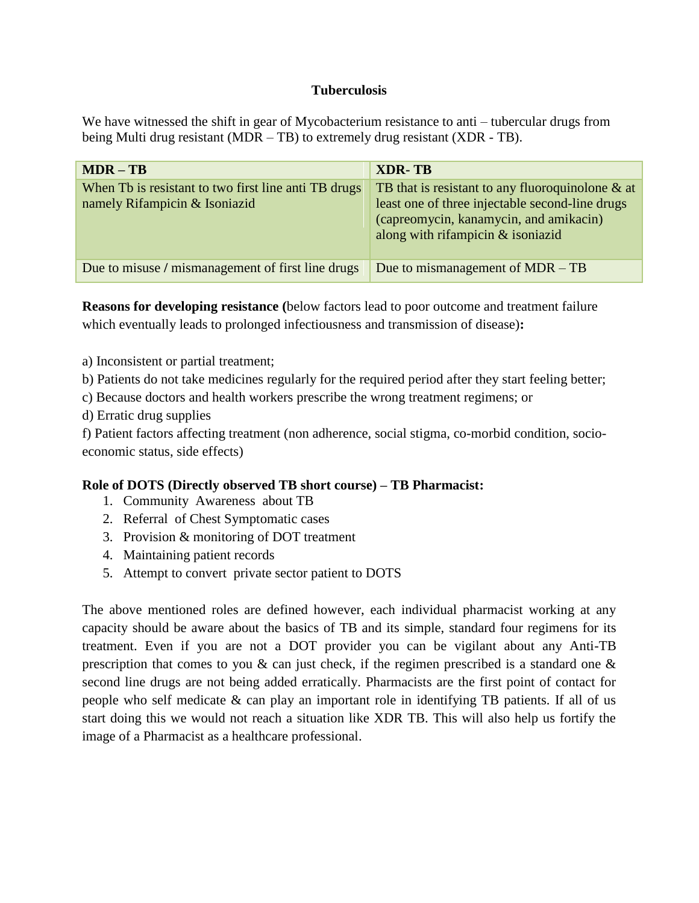# Tuberculosis

We have witnessed the shift in gear of Mycobacterium resistance to anti – tubercular drugs from being Multi drug resistant (MDR – TB) to extremely drug resistant (XDR - TB).

| MDR – TB | XDR- TB |
|---|---|
| When Tb is resistant to two first line anti TB drugs namely Rifampicin & Isoniazid | TB that is resistant to any fluoroquinolone & at least one of three injectable second-line drugs (capreomycin, kanamycin, and amikacin) along with rifampicin & isoniazid |
| Due to misuse / mismanagement of first line drugs | Due to mismanagement of MDR – TB |

**Reasons for developing resistance (**below factors lead to poor outcome and treatment failure which eventually leads to prolonged infectiousness and transmission of disease)**:**

a) Inconsistent or partial treatment;

b) Patients do not take medicines regularly for the required period after they start feeling better;

c) Because doctors and health workers prescribe the wrong treatment regimens; or

d) Erratic drug supplies

f) Patient factors affecting treatment (non adherence, social stigma, co-morbid condition, socio-economic status, side effects)

**Role of DOTS (Directly observed TB short course) – TB Pharmacist:**

1. Community Awareness about TB
2. Referral of Chest Symptomatic cases
3. Provision & monitoring of DOT treatment
4. Maintaining patient records
5. Attempt to convert private sector patient to DOTS

The above mentioned roles are defined however, each individual pharmacist working at any capacity should be aware about the basics of TB and its simple, standard four regimens for its treatment. Even if you are not a DOT provider you can be vigilant about any Anti-TB prescription that comes to you & can just check, if the regimen prescribed is a standard one & second line drugs are not being added erratically. Pharmacists are the first point of contact for people who self medicate & can play an important role in identifying TB patients. If all of us start doing this we would not reach a situation like XDR TB. This will also help us fortify the image of a Pharmacist as a healthcare professional.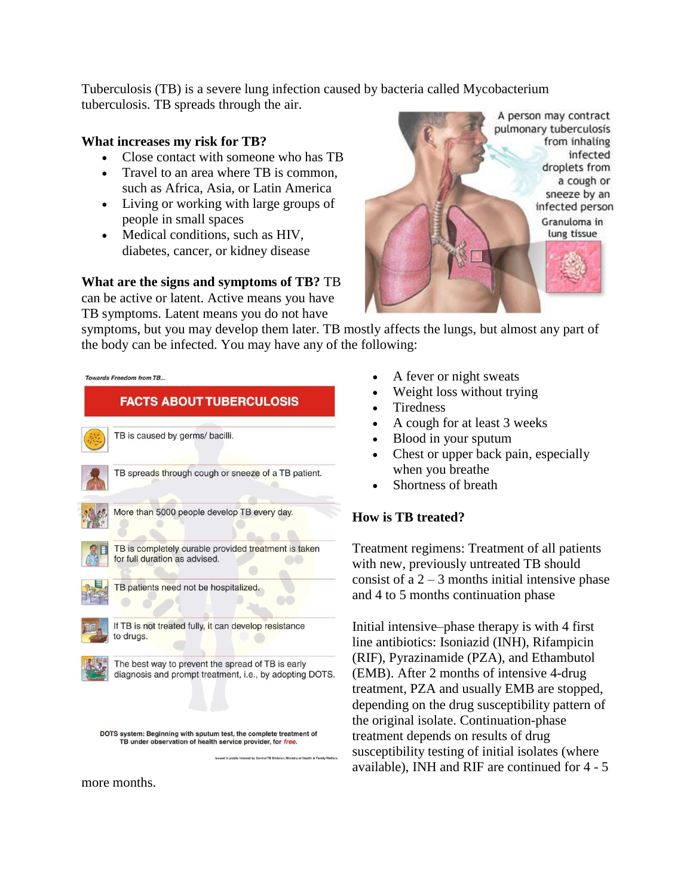Tuberculosis (TB) is a severe lung infection caused by bacteria called Mycobacterium tuberculosis. TB spreads through the air.

**What increases my risk for TB?**

- Close contact with someone who has TB
- Travel to an area where TB is common, such as Africa, Asia, or Latin America
- Living or working with large groups of people in small spaces
- Medical conditions, such as HIV, diabetes, cancer, or kidney disease

A person may contract pulmonary tuberculosis from inhaling infected droplets from a cough or sneeze by an infected person

Granuloma in lung tissue

**What are the signs and symptoms of TB?** TB can be active or latent. Active means you have TB symptoms. Latent means you do not have symptoms, but you may develop them later. TB mostly affects the lungs, but almost any part of the body can be infected. You may have any of the following:

- A fever or night sweats
- Weight loss without trying
- Tiredness
- A cough for at least 3 weeks
- Blood in your sputum
- Chest or upper back pain, especially when you breathe
- Shortness of breath

*Towards Freedom from TB...*

**FACTS ABOUT TUBERCULOSIS**

- TB is caused by germs/ bacilli.
- TB spreads through cough or sneeze of a TB patient.
- More than 5000 people develop TB every day.
- TB is completely curable provided treatment is taken for full duration as advised.
- TB patients need not be hospitalized.
- If TB is not treated fully, it can develop resistance to drugs.
- The best way to prevent the spread of TB is early diagnosis and prompt treatment, i.e., by adopting DOTS.

**DOTS system: Beginning with sputum test, the complete treatment of TB under observation of health service provider, for *free*.**

Issued in public interest by Central TB Division, Ministry of Health & Family Welfare.

**How is TB treated?**

Treatment regimens: Treatment of all patients with new, previously untreated TB should consist of a 2 – 3 months initial intensive phase and 4 to 5 months continuation phase

Initial intensive–phase therapy is with 4 first line antibiotics: Isoniazid (INH), Rifampicin (RIF), Pyrazinamide (PZA), and Ethambutol (EMB). After 2 months of intensive 4-drug treatment, PZA and usually EMB are stopped, depending on the drug susceptibility pattern of the original isolate. Continuation-phase treatment depends on results of drug susceptibility testing of initial isolates (where available), INH and RIF are continued for 4 - 5 more months.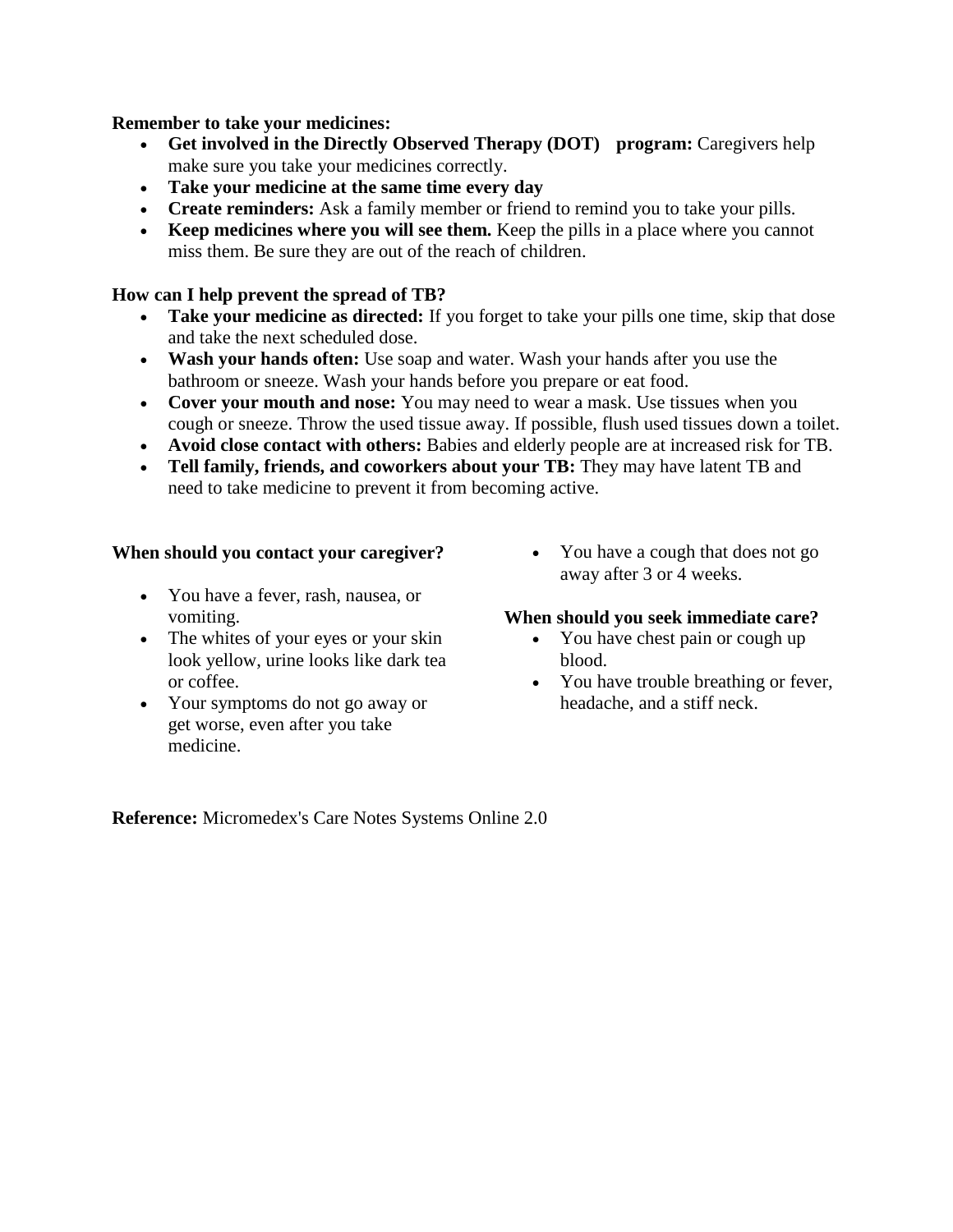**Remember to take your medicines:**

- **Get involved in the Directly Observed Therapy (DOT) program:** Caregivers help make sure you take your medicines correctly.
- **Take your medicine at the same time every day**
- **Create reminders:** Ask a family member or friend to remind you to take your pills.
- **Keep medicines where you will see them.** Keep the pills in a place where you cannot miss them. Be sure they are out of the reach of children.

**How can I help prevent the spread of TB?**

- **Take your medicine as directed:** If you forget to take your pills one time, skip that dose and take the next scheduled dose.
- **Wash your hands often:** Use soap and water. Wash your hands after you use the bathroom or sneeze. Wash your hands before you prepare or eat food.
- **Cover your mouth and nose:** You may need to wear a mask. Use tissues when you cough or sneeze. Throw the used tissue away. If possible, flush used tissues down a toilet.
- **Avoid close contact with others:** Babies and elderly people are at increased risk for TB.
- **Tell family, friends, and coworkers about your TB:** They may have latent TB and need to take medicine to prevent it from becoming active.

**When should you contact your caregiver?**

- You have a fever, rash, nausea, or vomiting.
- The whites of your eyes or your skin look yellow, urine looks like dark tea or coffee.
- Your symptoms do not go away or get worse, even after you take medicine.
- You have a cough that does not go away after 3 or 4 weeks.

**When should you seek immediate care?**

- You have chest pain or cough up blood.
- You have trouble breathing or fever, headache, and a stiff neck.

**Reference:** Micromedex's Care Notes Systems Online 2.0